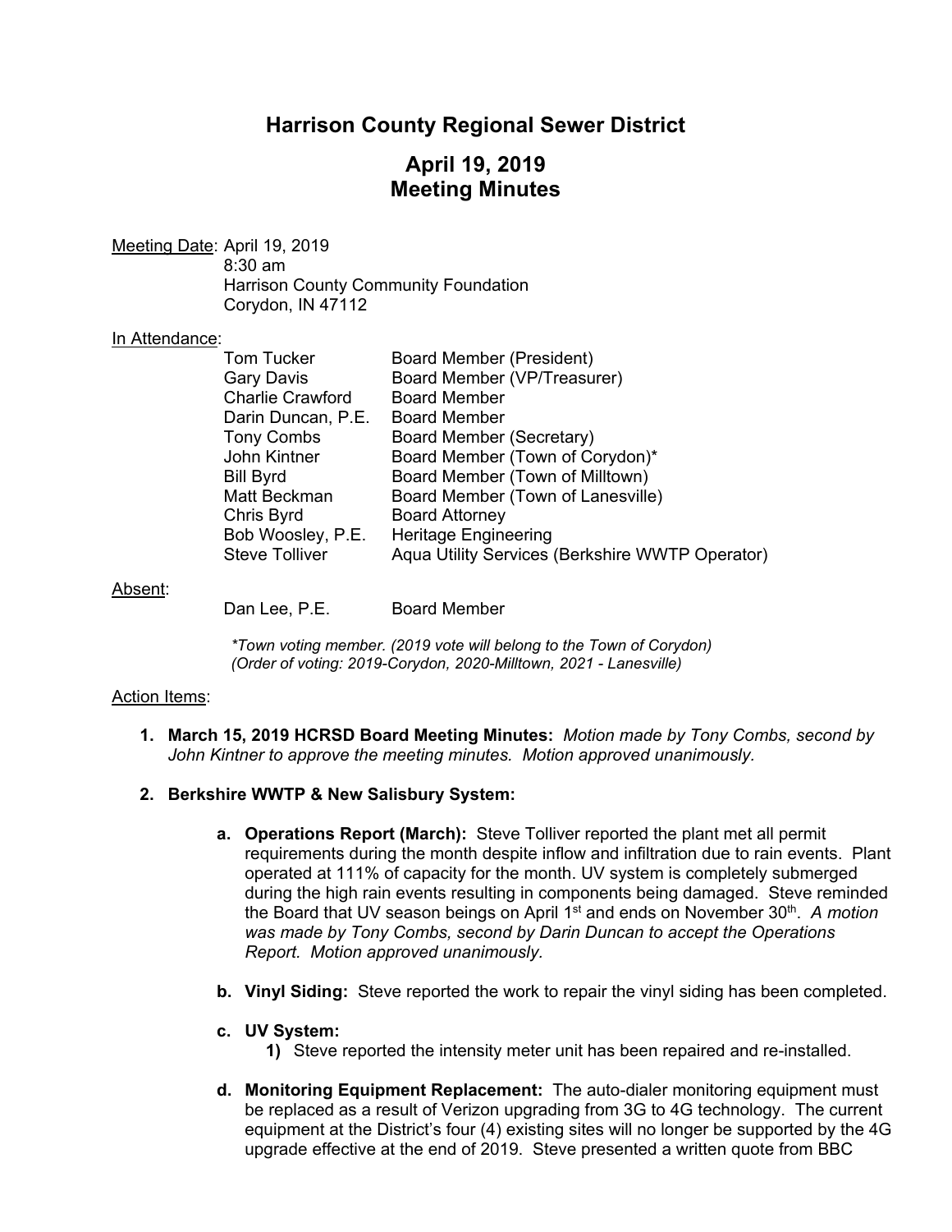# Harrison County Regional Sewer District

## April 19, 2019
## Meeting Minutes

Meeting Date: April 19, 2019
8:30 am
Harrison County Community Foundation
Corydon, IN 47112

In Attendance:

| | |
|---|---|
| Tom Tucker | Board Member (President) |
| Gary Davis | Board Member (VP/Treasurer) |
| Charlie Crawford | Board Member |
| Darin Duncan, P.E. | Board Member |
| Tony Combs | Board Member (Secretary) |
| John Kintner | Board Member (Town of Corydon)* |
| Bill Byrd | Board Member (Town of Milltown) |
| Matt Beckman | Board Member (Town of Lanesville) |
| Chris Byrd | Board Attorney |
| Bob Woosley, P.E. | Heritage Engineering |
| Steve Tolliver | Aqua Utility Services (Berkshire WWTP Operator) |

Absent:

| | |
|---|---|
| Dan Lee, P.E. | Board Member |

*\*Town voting member. (2019 vote will belong to the Town of Corydon)*
*(Order of voting: 2019-Corydon, 2020-Milltown, 2021 - Lanesville)*

Action Items:

1. **March 15, 2019 HCRSD Board Meeting Minutes:** *Motion made by Tony Combs, second by John Kintner to approve the meeting minutes. Motion approved unanimously*.

2. **Berkshire WWTP & New Salisbury System:**

   a. **Operations Report (March):** Steve Tolliver reported the plant met all permit requirements during the month despite inflow and infiltration due to rain events. Plant operated at 111% of capacity for the month. UV system is completely submerged during the high rain events resulting in components being damaged. Steve reminded the Board that UV season beings on April 1st and ends on November 30th. *A motion was made by Tony Combs, second by Darin Duncan to accept the Operations Report. Motion approved unanimously.*

   b. **Vinyl Siding:** Steve reported the work to repair the vinyl siding has been completed.

   c. **UV System:**
      1) Steve reported the intensity meter unit has been repaired and re-installed.

   d. **Monitoring Equipment Replacement:** The auto-dialer monitoring equipment must be replaced as a result of Verizon upgrading from 3G to 4G technology. The current equipment at the District's four (4) existing sites will no longer be supported by the 4G upgrade effective at the end of 2019. Steve presented a written quote from BBC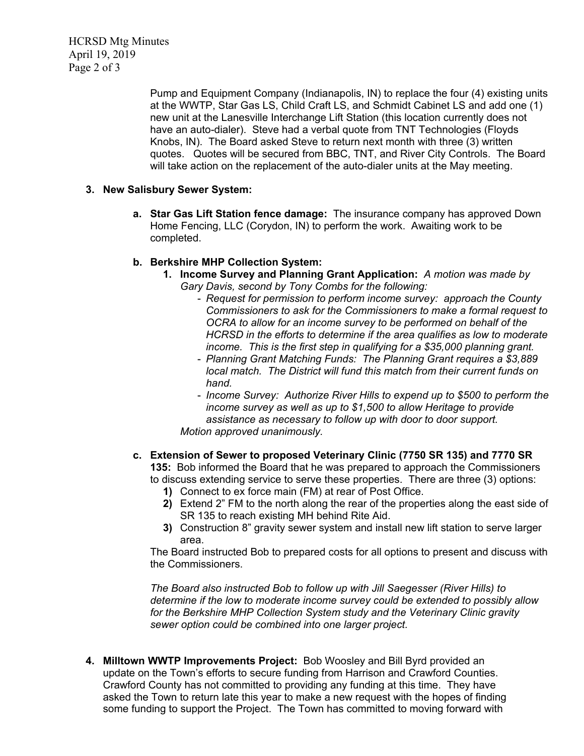Pump and Equipment Company (Indianapolis, IN) to replace the four (4) existing units at the WWTP, Star Gas LS, Child Craft LS, and Schmidt Cabinet LS and add one (1) new unit at the Lanesville Interchange Lift Station (this location currently does not have an auto-dialer). Steve had a verbal quote from TNT Technologies (Floyds Knobs, IN). The Board asked Steve to return next month with three (3) written quotes. Quotes will be secured from BBC, TNT, and River City Controls. The Board will take action on the replacement of the auto-dialer units at the May meeting.

**3. New Salisbury Sewer System:**

**a. Star Gas Lift Station fence damage:** The insurance company has approved Down Home Fencing, LLC (Corydon, IN) to perform the work. Awaiting work to be completed.

**b. Berkshire MHP Collection System:**

**1. Income Survey and Planning Grant Application:** *A motion was made by Gary Davis, second by Tony Combs for the following:*

- *Request for permission to perform income survey: approach the County Commissioners to ask for the Commissioners to make a formal request to OCRA to allow for an income survey to be performed on behalf of the HCRSD in the efforts to determine if the area qualifies as low to moderate income. This is the first step in qualifying for a $35,000 planning grant.*
- *Planning Grant Matching Funds: The Planning Grant requires a $3,889 local match. The District will fund this match from their current funds on hand.*
- *Income Survey: Authorize River Hills to expend up to $500 to perform the income survey as well as up to $1,500 to allow Heritage to provide assistance as necessary to follow up with door to door support.*

*Motion approved unanimously.*

**c. Extension of Sewer to proposed Veterinary Clinic (7750 SR 135) and 7770 SR 135:** Bob informed the Board that he was prepared to approach the Commissioners to discuss extending service to serve these properties. There are three (3) options:

**1)** Connect to ex force main (FM) at rear of Post Office.
**2)** Extend 2" FM to the north along the rear of the properties along the east side of SR 135 to reach existing MH behind Rite Aid.
**3)** Construction 8" gravity sewer system and install new lift station to serve larger area.

The Board instructed Bob to prepared costs for all options to present and discuss with the Commissioners.

*The Board also instructed Bob to follow up with Jill Saegesser (River Hills) to determine if the low to moderate income survey could be extended to possibly allow for the Berkshire MHP Collection System study and the Veterinary Clinic gravity sewer option could be combined into one larger project.*

**4. Milltown WWTP Improvements Project:** Bob Woosley and Bill Byrd provided an update on the Town's efforts to secure funding from Harrison and Crawford Counties. Crawford County has not committed to providing any funding at this time. They have asked the Town to return late this year to make a new request with the hopes of finding some funding to support the Project. The Town has committed to moving forward with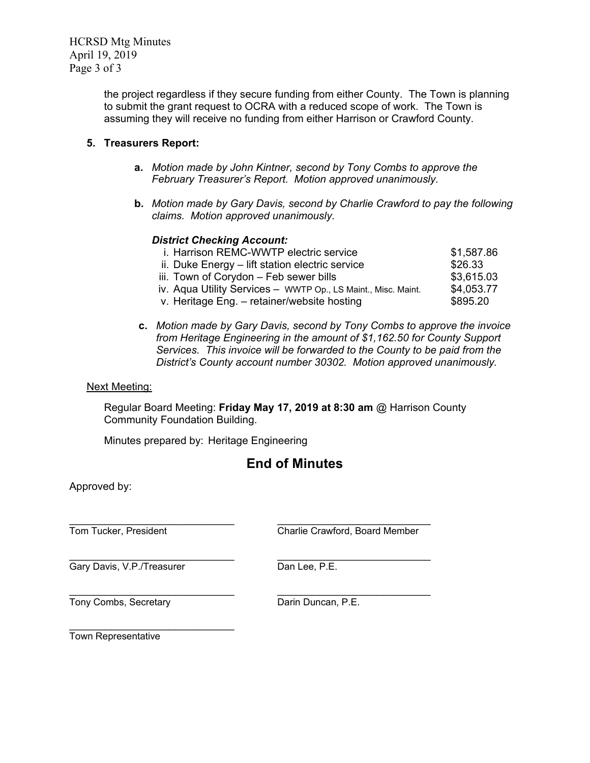the project regardless if they secure funding from either County. The Town is planning to submit the grant request to OCRA with a reduced scope of work. The Town is assuming they will receive no funding from either Harrison or Crawford County.

**5. Treasurers Report:**

**a.** *Motion made by John Kintner, second by Tony Combs to approve the February Treasurer's Report. Motion approved unanimously.*

**b.** *Motion made by Gary Davis, second by Charlie Crawford to pay the following claims. Motion approved unanimously.*

***District Checking Account:***

| | |
|---|---|
| i. Harrison REMC-WWTP electric service | $1,587.86 |
| ii. Duke Energy – lift station electric service | $26.33 |
| iii. Town of Corydon – Feb sewer bills | $3,615.03 |
| iv. Aqua Utility Services – WWTP Op., LS Maint., Misc. Maint. | $4,053.77 |
| v. Heritage Eng. – retainer/website hosting | $895.20 |

**c.** *Motion made by Gary Davis, second by Tony Combs to approve the invoice from Heritage Engineering in the amount of $1,162.50 for County Support Services. This invoice will be forwarded to the County to be paid from the District's County account number 30302. Motion approved unanimously.*

Next Meeting:

Regular Board Meeting: **Friday May 17, 2019 at 8:30 am** @ Harrison County Community Foundation Building.

Minutes prepared by: Heritage Engineering

## End of Minutes

Approved by:

\_\_\_\_\_\_\_\_\_\_\_\_\_\_\_\_\_\_\_\_\_\_\_\_\_\_\_\_
Tom Tucker, President

\_\_\_\_\_\_\_\_\_\_\_\_\_\_\_\_\_\_\_\_\_\_\_\_\_\_\_\_
Charlie Crawford, Board Member

\_\_\_\_\_\_\_\_\_\_\_\_\_\_\_\_\_\_\_\_\_\_\_\_\_\_\_\_
Gary Davis, V.P./Treasurer

\_\_\_\_\_\_\_\_\_\_\_\_\_\_\_\_\_\_\_\_\_\_\_\_\_\_\_\_
Dan Lee, P.E.

\_\_\_\_\_\_\_\_\_\_\_\_\_\_\_\_\_\_\_\_\_\_\_\_\_\_\_\_
Tony Combs, Secretary

\_\_\_\_\_\_\_\_\_\_\_\_\_\_\_\_\_\_\_\_\_\_\_\_\_\_\_\_
Darin Duncan, P.E.

\_\_\_\_\_\_\_\_\_\_\_\_\_\_\_\_\_\_\_\_\_\_\_\_\_\_\_\_
Town Representative